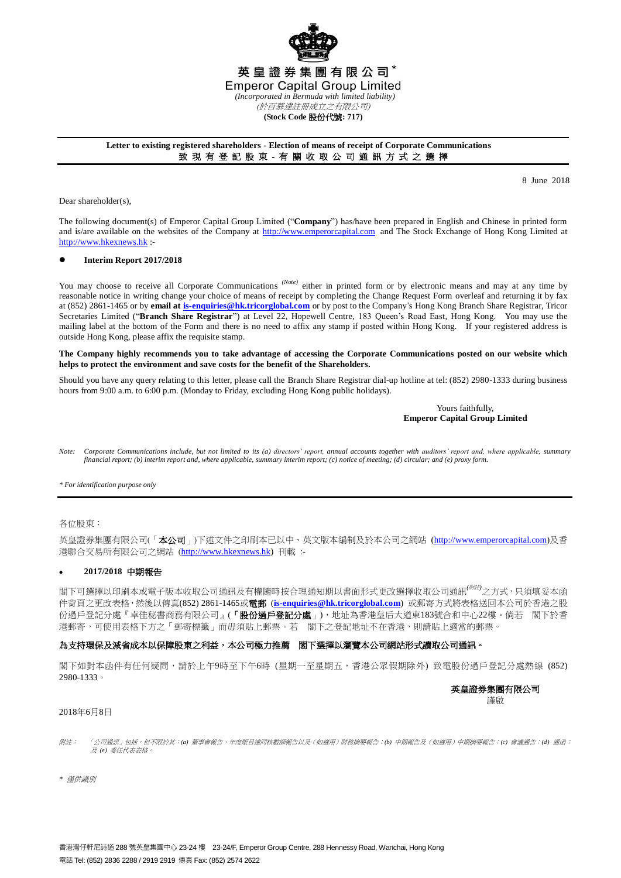**英皇證券集團有限公司***

**Emperor Capital Group Limited**

*(Incorporated in Bermuda with limited liability)*

*(於百慕達註冊成立之有限公司)*

**(Stock Code 股份代號: 717)**

**Letter to existing registered shareholders - Election of means of receipt of Corporate Communications**

**致 現 有 登 記 股 東 - 有 關 收 取 公 司 通 訊 方 式 之 選 擇**

8 June 2018

Dear shareholder(s),

The following document(s) of Emperor Capital Group Limited ("**Company**") has/have been prepared in English and Chinese in printed form and is/are available on the websites of the Company at http://www.emperorcapital.com and The Stock Exchange of Hong Kong Limited at http://www.hkexnews.hk :-

- **Interim Report 2017/2018**

You may choose to receive all Corporate Communications *(Note)* either in printed form or by electronic means and may at any time by reasonable notice in writing change your choice of means of receipt by completing the Change Request Form overleaf and returning it by fax at (852) 2861-1465 or by **email at is-enquiries@hk.tricorglobal.com** or by post to the Company's Hong Kong Branch Share Registrar, Tricor Secretaries Limited ("**Branch Share Registrar**") at Level 22, Hopewell Centre, 183 Queen's Road East, Hong Kong. You may use the mailing label at the bottom of the Form and there is no need to affix any stamp if posted within Hong Kong. If your registered address is outside Hong Kong, please affix the requisite stamp.

**The Company highly recommends you to take advantage of accessing the Corporate Communications posted on our website which helps to protect the environment and save costs for the benefit of the Shareholders.**

Should you have any query relating to this letter, please call the Branch Share Registrar dial-up hotline at tel: (852) 2980-1333 during business hours from 9:00 a.m. to 6:00 p.m. (Monday to Friday, excluding Hong Kong public holidays).

Yours faithfully,
**Emperor Capital Group Limited**

*Note: Corporate Communications include, but not limited to its (a) directors' report, annual accounts together with auditors' report and, where applicable, summary financial report; (b) interim report and, where applicable, summary interim report; (c) notice of meeting; (d) circular; and (e) proxy form.*

*\* For identification purpose only*

---

各位股東：

英皇證券集團有限公司(「**本公司**」)下述文件之印刷本已以中、英文版本編制及於本公司之網站 (http://www.emperorcapital.com)及香港聯合交易所有限公司之網站 (http://www.hkexnews.hk) 刊載 :-

- **2017/2018 中期報告**

閣下可選擇以印刷本或電子版本收取公司通訊及有權隨時按合理通知期以書面形式更改選擇收取公司通訊*(附註)*之方式，只須填妥本函件背頁之更改表格，然後以傳真(852) 2861-1465或**電郵** (**is-enquiries@hk.tricorglobal.com**) 或郵寄方式將表格送回本公司於香港之股份過戶登記分處『卓佳秘書商務有限公司』(「**股份過戶登記分處**」)，地址為香港皇后大道東183號合和中心22樓。倘若 閣下於香港郵寄，可使用表格下方之「郵寄標籤」而毋須貼上郵票。若 閣下之登記地址不在香港，則請貼上適當的郵票。

**為支持環保及減省成本以保障股東之利益，本公司極力推薦 閣下選擇以瀏覽本公司網站形式讀取公司通訊。**

閣下如對本函件有任何疑問，請於上午9時至下午6時 (星期一至星期五，香港公眾假期除外) 致電股份過戶登記分處熱線 (852) 2980-1333。

**英皇證券集團有限公司**
謹啟

2018年6月8日

*附註：「公司通訊」包括，但不限於其：(a) 董事會報告、年度賬目連同核數師報告以及（如適用）財務摘要報告；(b) 中期報告及（如適用）中期摘要報告；(c) 會議通告；(d) 通函；及 (e) 委任代表表格。*

*\* 僅供識別*

香港灣仔軒尼詩道 288 號英皇集團中心 23-24 樓 23-24/F, Emperor Group Centre, 288 Hennessy Road, Wanchai, Hong Kong
電話 Tel: (852) 2836 2288 / 2919 2919 傳真 Fax: (852) 2574 2622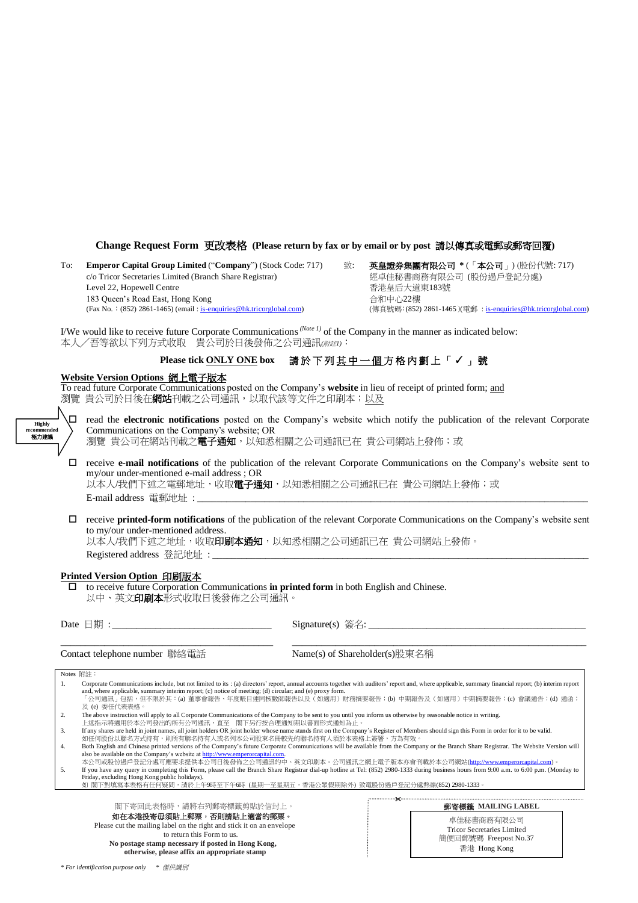## Change Request Form 更改表格 (Please return by fax or by email or by post 請以傳真或電郵或郵寄回覆)

To: **Emperor Capital Group Limited** ("**Company**") (Stock Code: 717)
c/o Tricor Secretaries Limited (Branch Share Registrar)
Level 22, Hopewell Centre
183 Queen's Road East, Hong Kong
(Fax No.：(852) 2861-1465) (email : is-enquiries@hk.tricorglobal.com)

致: **英皇證券集團有限公司** *(「**本公司**」) (股份代號: 717)
經卓佳秘書商務有限公司 (股份過戶登記分處)
香港皇后大道東183號
合和中心22樓
(傳真號碼: (852) 2861-1465 )(電郵 : is-enquiries@hk.tricorglobal.com)

I/We would like to receive future Corporate Communications *(Note 1)* of the Company in the manner as indicated below:
本人／吾等欲以下列方式收取　貴公司於日後發佈之公司通訊*(附註1)*：

**Please tick ONLY ONE box　請於下列其中一個方格內劃上「✓」號**

**Website Version Options 網上電子版本**
To read future Corporate Communications posted on the Company's **website** in lieu of receipt of printed form; and
瀏覽 貴公司於日後在**網站**刊載之公司通訊，以取代該等文件之印刷本；以及

**Highly recommended 極力建議**

☐ read the **electronic notifications** posted on the Company's website which notify the publication of the relevant Corporate Communications on the Company's website; OR
瀏覽 貴公司在網站刊載之**電子通知**，以知悉相關之公司通訊已在 貴公司網站上發佈；或

☐ receive **e-mail notifications** of the publication of the relevant Corporate Communications on the Company's website sent to my/our under-mentioned e-mail address ; OR
以本人/我們下述之電郵地址，收取**電子通知**，以知悉相關之公司通訊已在 貴公司網站上發佈；或
E-mail address 電郵地址 ：\_\_\_\_\_\_\_\_\_\_\_\_\_\_\_\_\_\_\_\_\_\_\_\_\_\_\_\_\_\_\_\_\_\_\_\_\_\_\_\_

☐ receive **printed-form notifications** of the publication of the relevant Corporate Communications on the Company's website sent to my/our under-mentioned address.
以本人/我們下述之地址，收取**印刷本通知**，以知悉相關之公司通訊已在 貴公司網站上發佈。
Registered address 登記地址 ：\_\_\_\_\_\_\_\_\_\_\_\_\_\_\_\_\_\_\_\_\_\_\_\_\_\_\_\_\_\_\_\_\_\_\_\_\_\_\_\_

**Printed Version Option 印刷版本**

☐ to receive future Corporation Communications **in printed form** in both English and Chinese.
以中、英文**印刷本**形式收取日後發佈之公司通訊。

Date 日期 ：\_\_\_\_\_\_\_\_\_\_\_\_\_\_\_\_\_\_\_\_\_\_\_\_　　Signature(s) 簽名: \_\_\_\_\_\_\_\_\_\_\_\_\_\_\_\_\_\_\_\_\_\_\_\_

\_\_\_\_\_\_\_\_\_\_\_\_\_\_\_\_\_\_\_\_\_\_\_\_　　\_\_\_\_\_\_\_\_\_\_\_\_\_\_\_\_\_\_\_\_\_\_\_\_
Contact telephone number 聯絡電話　　Name(s) of Shareholder(s)股東名稱

Notes 附註：

1. Corporate Communications include, but not limited to its : (a) directors' report, annual accounts together with auditors' report and, where applicable, summary financial report; (b) interim report and, where applicable, summary interim report; (c) notice of meeting; (d) circular; and (e) proxy form.
「公司通訊」包括，但不限於其：(a) 董事會報告、年度賬目連同核數師報告以及（如適用）財務摘要報告；(b) 中期報告及（如適用）中期摘要報告；(c) 會議通告；(d) 通函；及 (e) 委任代表表格。
2. The above instruction will apply to all Corporate Communications of the Company to be sent to you until you inform us otherwise by reasonable notice in writing.
上述指示將適用於本公司發出的所有公司通訊，直至　閣下另行按合理通知期以書面形式通知為止。
3. If any shares are held in joint names, all joint holders OR joint holder whose name stands first on the Company's Register of Members should sign this Form in order for it to be valid.
如任何股份以聯名方式持有，則所有聯名持有人或名列本公司股東名冊較先的聯名持有人須於本表格上簽署，方為有效。
4. Both English and Chinese printed versions of the Company's future Corporate Communications will be available from the Company or the Branch Share Registrar. The Website Version will also be available on the Company's website at http://www.emperorcapital.com.
本公司或股份過戶登記分處可應要求提供本公司日後發佈之公司通訊的中、英文印刷本。公司通訊之網上電子版本亦會刊載於本公司網站(http://www.emperorcapital.com)。
5. If you have any query in completing this Form, please call the Branch Share Registrar dial-up hotline at Tel: (852) 2980-1333 during business hours from 9:00 a.m. to 6:00 p.m. (Monday to Friday, excluding Hong Kong public holidays).
如 閣下對填寫本表格有任何疑問，請於上午9時至下午6時（星期一至星期五，香港公眾假期除外）致電股份過戶登記分處熱線(852) 2980-1333。

閣下寄回此表格時，請將右列郵寄標籤剪貼於信封上。
**如在本港投寄毋須貼上郵票，否則請貼上適當的郵票。**
Please cut the mailing label on the right and stick it on an envelope to return this Form to us.
**No postage stamp necessary if posted in Hong Kong, otherwise, please affix an appropriate stamp**

**郵寄標籤 MAILING LABEL**
卓佳秘書商務有限公司
Tricor Secretaries Limited
簡便回郵號碼 Freepost No.37
香港 Hong Kong

*\* For identification purpose only　\* 僅供識別*